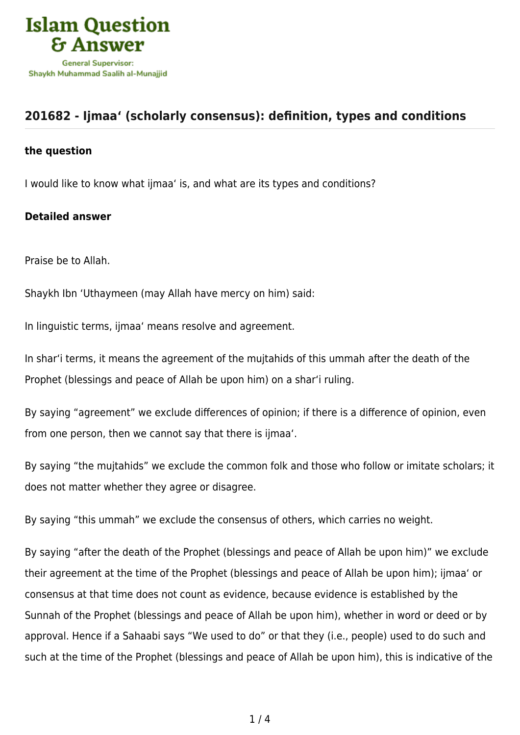## 201682 - Ijmaa' (scholarly consensus): definition, types and conditions

### the question

I would like to know what ijmaa' is, and what are its types and conditions?

### Detailed answer

Praise be to Allah.

Shaykh Ibn 'Uthaymeen (may Allah have mercy on him) said:

In linguistic terms, ijmaa' means resolve and agreement.

In shar'i terms, it means the agreement of the mujtahids of this ummah after the death of the Prophet (blessings and peace of Allah be upon him) on a shar'i ruling.

By saying "agreement" we exclude differences of opinion; if there is a difference of opinion, even from one person, then we cannot say that there is ijmaa'.

By saying "the mujtahids" we exclude the common folk and those who follow or imitate scholars; it does not matter whether they agree or disagree.

By saying "this ummah" we exclude the consensus of others, which carries no weight.

By saying "after the death of the Prophet (blessings and peace of Allah be upon him)" we exclude their agreement at the time of the Prophet (blessings and peace of Allah be upon him); ijmaa' or consensus at that time does not count as evidence, because evidence is established by the Sunnah of the Prophet (blessings and peace of Allah be upon him), whether in word or deed or by approval. Hence if a Sahaabi says "We used to do" or that they (i.e., people) used to do such and such at the time of the Prophet (blessings and peace of Allah be upon him), this is indicative of the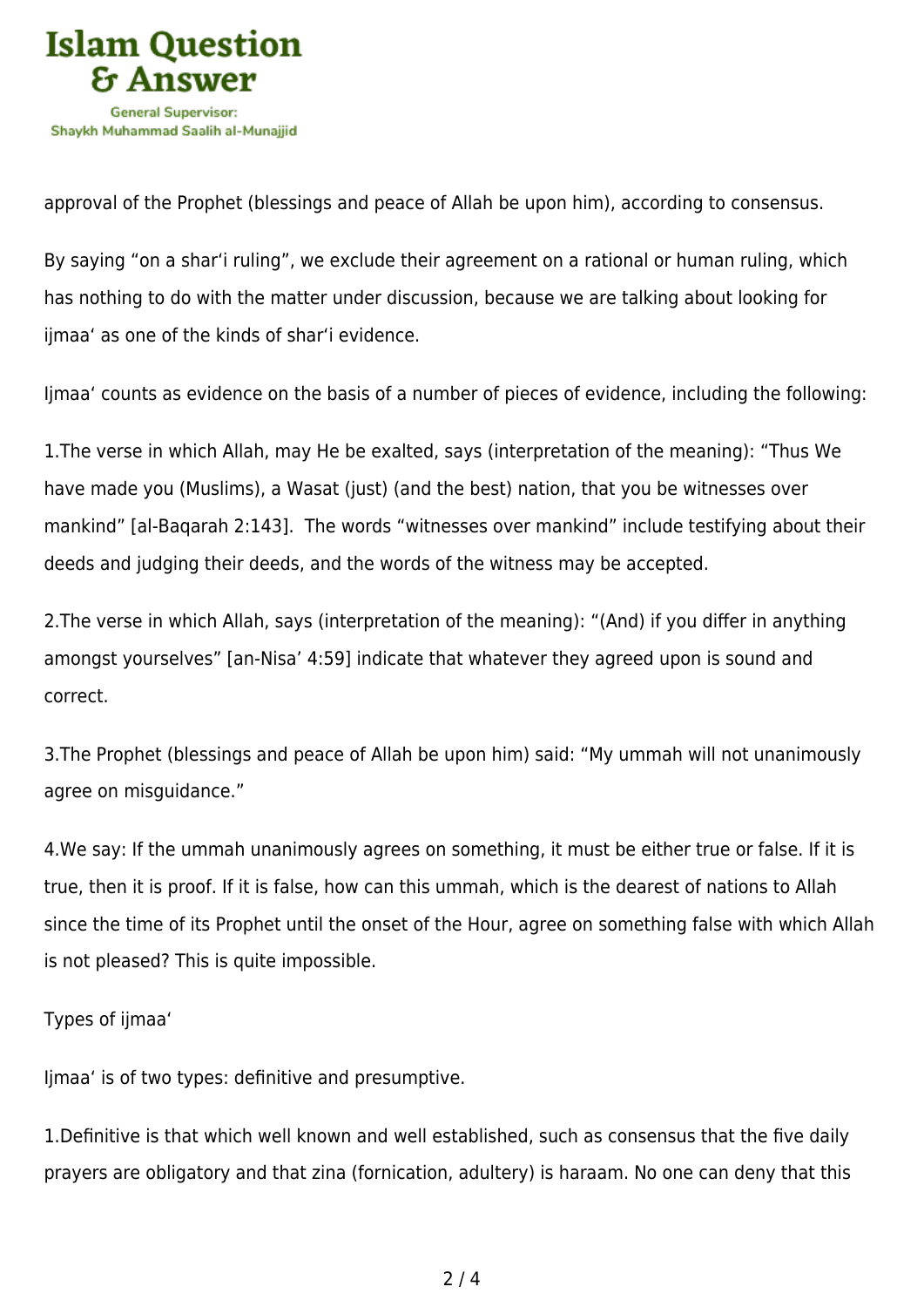approval of the Prophet (blessings and peace of Allah be upon him), according to consensus.

By saying “on a shar‘i ruling”, we exclude their agreement on a rational or human ruling, which has nothing to do with the matter under discussion, because we are talking about looking for ijmaa‘ as one of the kinds of shar‘i evidence.

Ijmaa‘ counts as evidence on the basis of a number of pieces of evidence, including the following:

1.The verse in which Allah, may He be exalted, says (interpretation of the meaning): “Thus We have made you (Muslims), a Wasat (just) (and the best) nation, that you be witnesses over mankind” [al-Baqarah 2:143]. The words “witnesses over mankind” include testifying about their deeds and judging their deeds, and the words of the witness may be accepted.

2.The verse in which Allah, says (interpretation of the meaning): “(And) if you differ in anything amongst yourselves” [an-Nisa’ 4:59] indicate that whatever they agreed upon is sound and correct.

3.The Prophet (blessings and peace of Allah be upon him) said: “My ummah will not unanimously agree on misguidance.”

4.We say: If the ummah unanimously agrees on something, it must be either true or false. If it is true, then it is proof. If it is false, how can this ummah, which is the dearest of nations to Allah since the time of its Prophet until the onset of the Hour, agree on something false with which Allah is not pleased? This is quite impossible.

Types of ijmaa‘

Ijmaa‘ is of two types: definitive and presumptive.

1.Definitive is that which well known and well established, such as consensus that the five daily prayers are obligatory and that zina (fornication, adultery) is haraam. No one can deny that this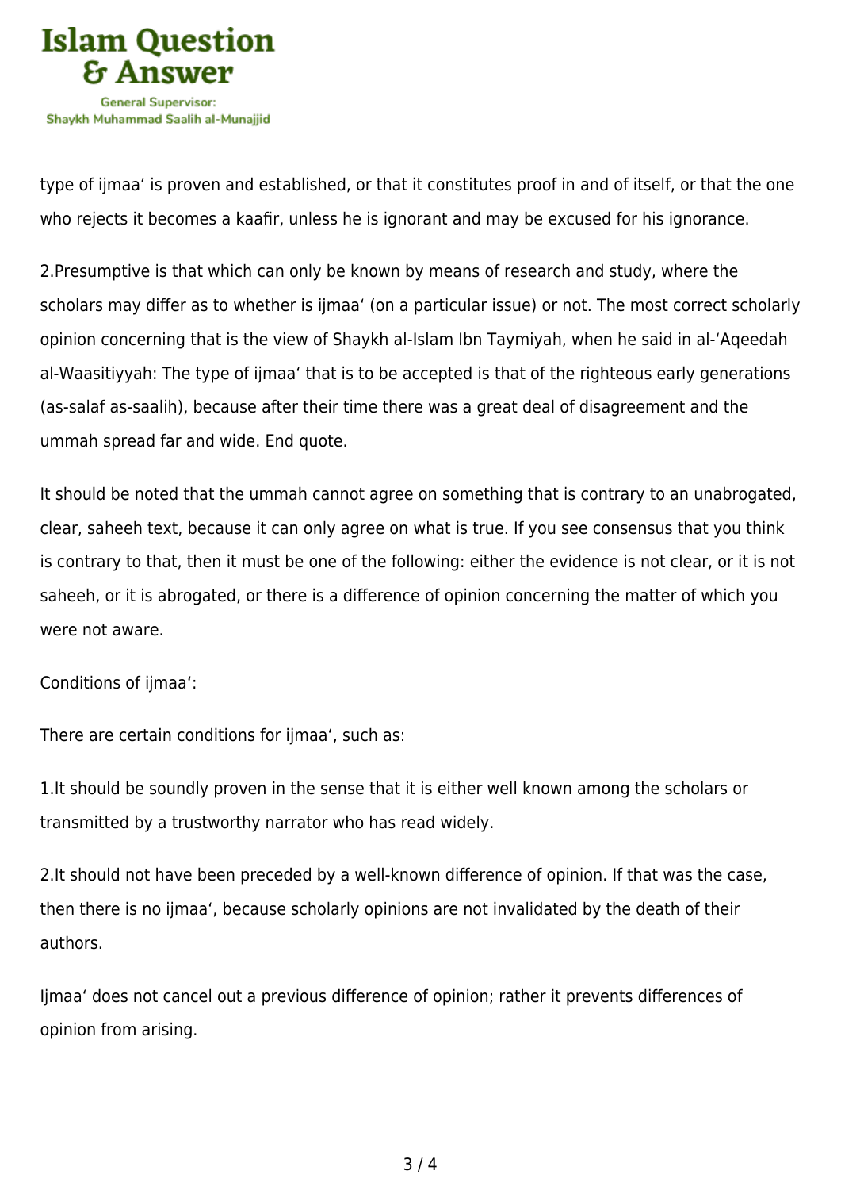type of ijmaa‘ is proven and established, or that it constitutes proof in and of itself, or that the one who rejects it becomes a kaafir, unless he is ignorant and may be excused for his ignorance.

2. Presumptive is that which can only be known by means of research and study, where the scholars may differ as to whether is ijmaa‘ (on a particular issue) or not. The most correct scholarly opinion concerning that is the view of Shaykh al-Islam Ibn Taymiyah, when he said in al-‘Aqeedah al-Waasitiyyah: The type of ijmaa‘ that is to be accepted is that of the righteous early generations (as-salaf as-saalih), because after their time there was a great deal of disagreement and the ummah spread far and wide. End quote.

It should be noted that the ummah cannot agree on something that is contrary to an unabrogated, clear, saheeh text, because it can only agree on what is true. If you see consensus that you think is contrary to that, then it must be one of the following: either the evidence is not clear, or it is not saheeh, or it is abrogated, or there is a difference of opinion concerning the matter of which you were not aware.

Conditions of ijmaa‘:

There are certain conditions for ijmaa‘, such as:

1. It should be soundly proven in the sense that it is either well known among the scholars or transmitted by a trustworthy narrator who has read widely.

2. It should not have been preceded by a well-known difference of opinion. If that was the case, then there is no ijmaa‘, because scholarly opinions are not invalidated by the death of their authors.

Ijmaa‘ does not cancel out a previous difference of opinion; rather it prevents differences of opinion from arising.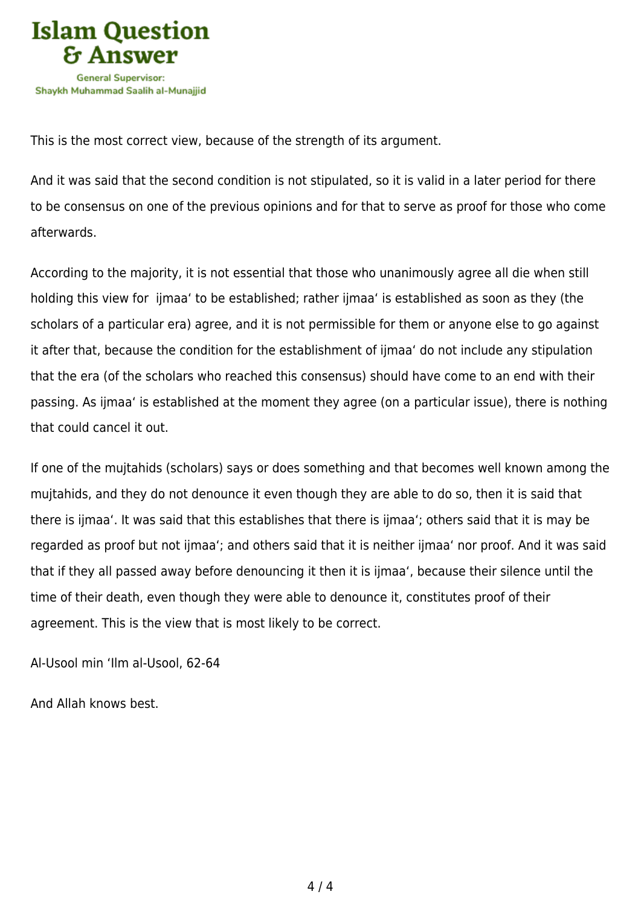This is the most correct view, because of the strength of its argument.

And it was said that the second condition is not stipulated, so it is valid in a later period for there to be consensus on one of the previous opinions and for that to serve as proof for those who come afterwards.

According to the majority, it is not essential that those who unanimously agree all die when still holding this view for ijmaa‘ to be established; rather ijmaa‘ is established as soon as they (the scholars of a particular era) agree, and it is not permissible for them or anyone else to go against it after that, because the condition for the establishment of ijmaa‘ do not include any stipulation that the era (of the scholars who reached this consensus) should have come to an end with their passing. As ijmaa‘ is established at the moment they agree (on a particular issue), there is nothing that could cancel it out.

If one of the mujtahids (scholars) says or does something and that becomes well known among the mujtahids, and they do not denounce it even though they are able to do so, then it is said that there is ijmaa‘. It was said that this establishes that there is ijmaa‘; others said that it is may be regarded as proof but not ijmaa‘; and others said that it is neither ijmaa‘ nor proof. And it was said that if they all passed away before denouncing it then it is ijmaa‘, because their silence until the time of their death, even though they were able to denounce it, constitutes proof of their agreement. This is the view that is most likely to be correct.

Al-Usool min ‘Ilm al-Usool, 62-64

And Allah knows best.